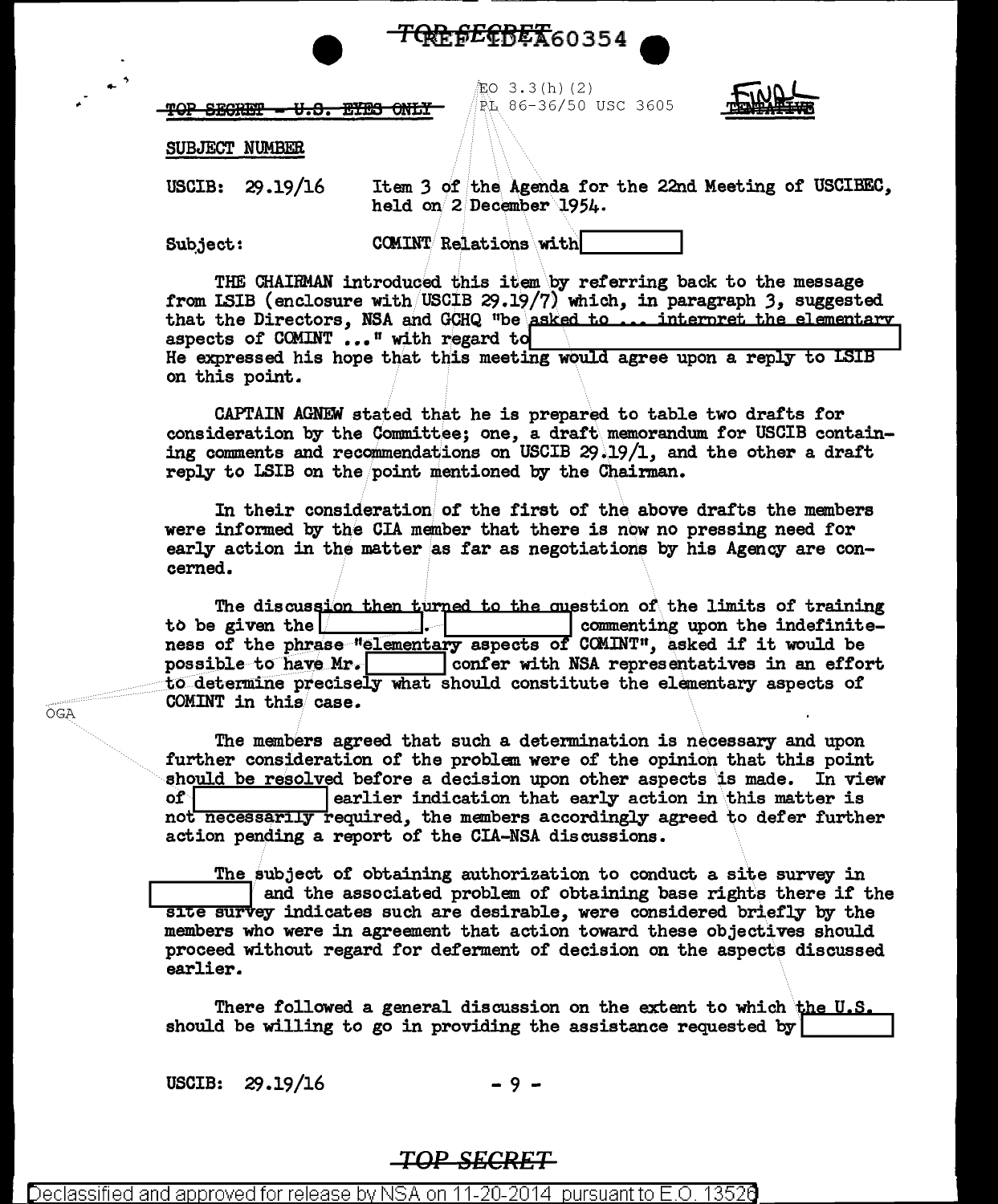TOP SECRET - U.S. EYES ONLY

EO 3.3(h)(2)
PL 86-36/50 USC 3605

FINAL ~~TENTATIVE~~

SUBJECT NUMBER

USCIB: 29.19/16 Item 3 of the Agenda for the 22nd Meeting of USCIBEC, held on 2 December 1954.

Subject: COMINT Relations with [ ]

THE CHAIRMAN introduced this item by referring back to the message from LSIB (enclosure with USCIB 29.19/7) which, in paragraph 3, suggested that the Directors, NSA and GCHQ "be asked to ... interpret the elementary aspects of COMINT ..." with regard to [ ]. He expressed his hope that this meeting would agree upon a reply to LSIB on this point.

CAPTAIN AGNEW stated that he is prepared to table two drafts for consideration by the Committee; one, a draft memorandum for USCIB containing comments and recommendations on USCIB 29.19/1, and the other a draft reply to LSIB on the point mentioned by the Chairman.

In their consideration of the first of the above drafts the members were informed by the CIA member that there is now no pressing need for early action in the matter as far as negotiations by his Agency are concerned.

The discussion then turned to the question of the limits of training to be given the [ ]. [ ] commenting upon the indefiniteness of the phrase "elementary aspects of COMINT", asked if it would be possible to have Mr. [ ] confer with NSA representatives in an effort to determine precisely what should constitute the elementary aspects of COMINT in this case.

OGA

The members agreed that such a determination is necessary and upon further consideration of the problem were of the opinion that this point should be resolved before a decision upon other aspects is made. In view of [ ] earlier indication that early action in this matter is not necessarily required, the members accordingly agreed to defer further action pending a report of the CIA-NSA discussions.

The subject of obtaining authorization to conduct a site survey in [ ] and the associated problem of obtaining base rights there if the site survey indicates such are desirable, were considered briefly by the members who were in agreement that action toward these objectives should proceed without regard for deferment of decision on the aspects discussed earlier.

There followed a general discussion on the extent to which the U.S. should be willing to go in providing the assistance requested by [ ]

USCIB: 29.19/16

TOP SECRET

Declassified and approved for release by NSA on 11-20-2014 pursuant to E.O. 13526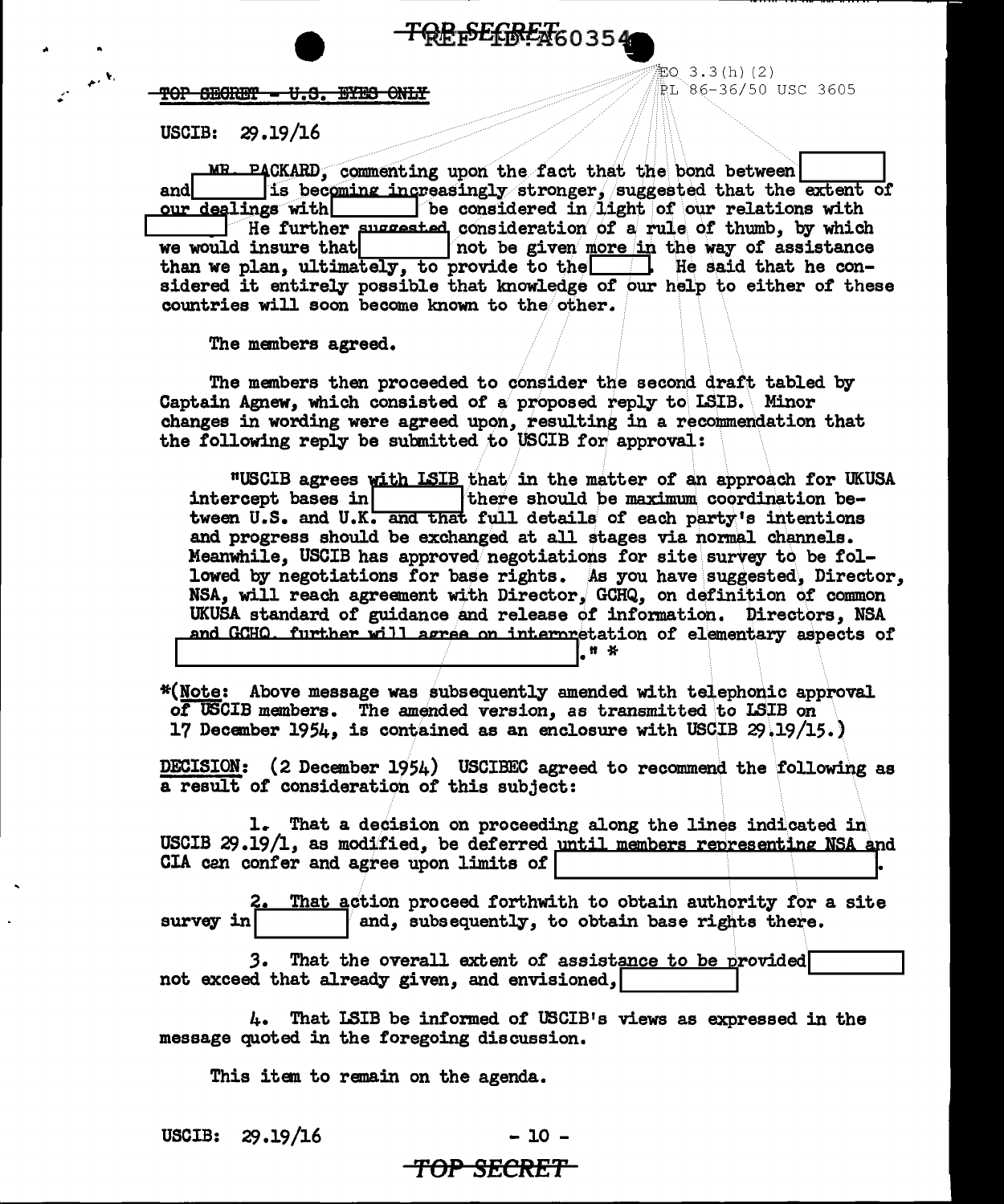TOP SECRET - U.S. EYES ONLY

EO 3.3(h)(2)
PL 86-36/50 USC 3605

USCIB: 29.19/16

MR. PACKARD, commenting upon the fact that the bond between [ ] and [ ] is becoming increasingly stronger, suggested that the extent of our dealings with [ ] be considered in light of our relations with [ ]. He further suggested consideration of a rule of thumb, by which we would insure that [ ] not be given more in the way of assistance than we plan, ultimately, to provide to the [ ]. He said that he considered it entirely possible that knowledge of our help to either of these countries will soon become known to the other.

The members agreed.

The members then proceeded to consider the second draft tabled by Captain Agnew, which consisted of a proposed reply to LSIB. Minor changes in wording were agreed upon, resulting in a recommendation that the following reply be submitted to USCIB for approval:

> "USCIB agrees with LSIB that in the matter of an approach for UKUSA intercept bases in [ ] there should be maximum coordination between U.S. and U.K. and that full details of each party's intentions and progress should be exchanged at all stages via normal channels. Meanwhile, USCIB has approved negotiations for site survey to be followed by negotiations for base rights. As you have suggested, Director, NSA, will reach agreement with Director, GCHQ, on definition of common UKUSA standard of guidance and release of information. Directors, NSA and GCHQ, further will agree on interpretation of elementary aspects of [ ]." *

*(Note: Above message was subsequently amended with telephonic approval of USCIB members. The amended version, as transmitted to LSIB on 17 December 1954, is contained as an enclosure with USCIB 29.19/15.)

DECISION: (2 December 1954) USCIBEC agreed to recommend the following as a result of consideration of this subject:

1. That a decision on proceeding along the lines indicated in USCIB 29.19/1, as modified, be deferred until members representing NSA and CIA can confer and agree upon limits of [ ].

2. That action proceed forthwith to obtain authority for a site survey in [ ] and, subsequently, to obtain base rights there.

3. That the overall extent of assistance to be provided [ ] not exceed that already given, and envisioned, [ ]

4. That LSIB be informed of USCIB's views as expressed in the message quoted in the foregoing discussion.

This item to remain on the agenda.

USCIB: 29.19/16

TOP SECRET